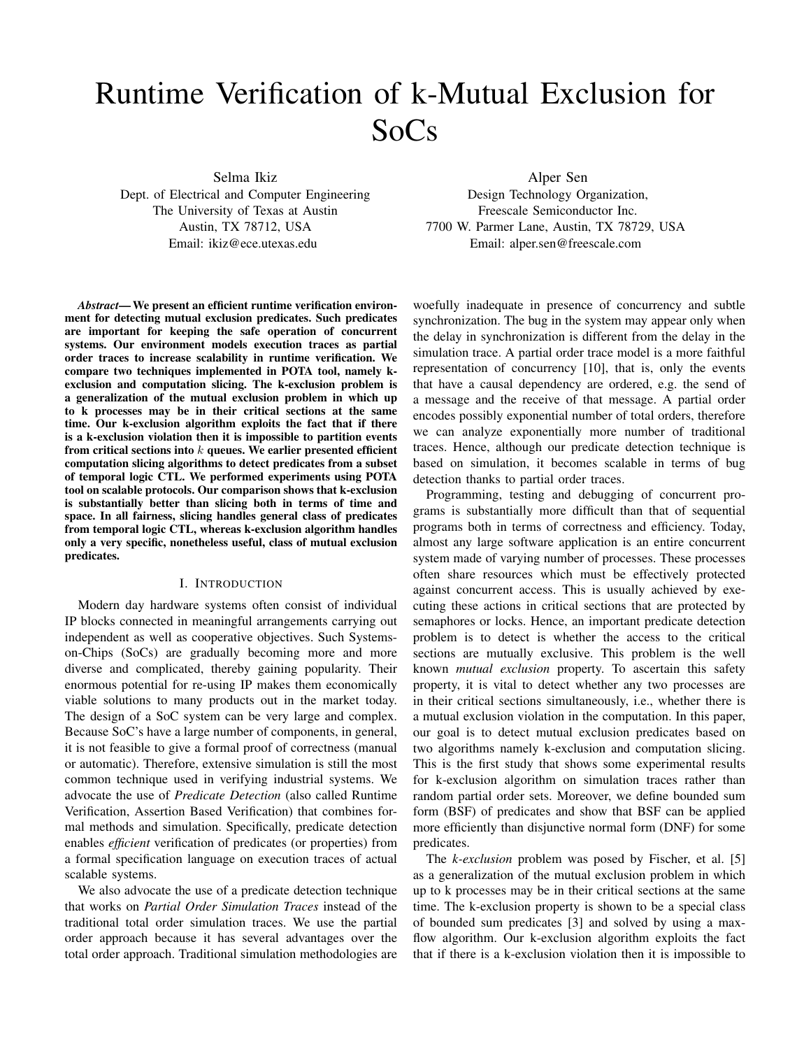# Runtime Verification of k-Mutual Exclusion for SoCs

Selma Ikiz
Dept. of Electrical and Computer Engineering
The University of Texas at Austin
Austin, TX 78712, USA
Email: ikiz@ece.utexas.edu

Alper Sen
Design Technology Organization,
Freescale Semiconductor Inc.
7700 W. Parmer Lane, Austin, TX 78729, USA
Email: alper.sen@freescale.com

***Abstract*— We present an efficient runtime verification environment for detecting mutual exclusion predicates. Such predicates are important for keeping the safe operation of concurrent systems. Our environment models execution traces as partial order traces to increase scalability in runtime verification. We compare two techniques implemented in POTA tool, namely k-exclusion and computation slicing. The k-exclusion problem is a generalization of the mutual exclusion problem in which up to k processes may be in their critical sections at the same time. Our k-exclusion algorithm exploits the fact that if there is a k-exclusion violation then it is impossible to partition events from critical sections into $k$ queues. We earlier presented efficient computation slicing algorithms to detect predicates from a subset of temporal logic CTL. We performed experiments using POTA tool on scalable protocols. Our comparison shows that k-exclusion is substantially better than slicing both in terms of time and space. In all fairness, slicing handles general class of predicates from temporal logic CTL, whereas k-exclusion algorithm handles only a very specific, nonetheless useful, class of mutual exclusion predicates.**

## I. Introduction

Modern day hardware systems often consist of individual IP blocks connected in meaningful arrangements carrying out independent as well as cooperative objectives. Such Systems-on-Chips (SoCs) are gradually becoming more and more diverse and complicated, thereby gaining popularity. Their enormous potential for re-using IP makes them economically viable solutions to many products out in the market today. The design of a SoC system can be very large and complex. Because SoC's have a large number of components, in general, it is not feasible to give a formal proof of correctness (manual or automatic). Therefore, extensive simulation is still the most common technique used in verifying industrial systems. We advocate the use of *Predicate Detection* (also called Runtime Verification, Assertion Based Verification) that combines formal methods and simulation. Specifically, predicate detection enables *efficient* verification of predicates (or properties) from a formal specification language on execution traces of actual scalable systems.

We also advocate the use of a predicate detection technique that works on *Partial Order Simulation Traces* instead of the traditional total order simulation traces. We use the partial order approach because it has several advantages over the total order approach. Traditional simulation methodologies are woefully inadequate in presence of concurrency and subtle synchronization. The bug in the system may appear only when the delay in synchronization is different from the delay in the simulation trace. A partial order trace model is a more faithful representation of concurrency [10], that is, only the events that have a causal dependency are ordered, e.g. the send of a message and the receive of that message. A partial order encodes possibly exponential number of total orders, therefore we can analyze exponentially more number of traditional traces. Hence, although our predicate detection technique is based on simulation, it becomes scalable in terms of bug detection thanks to partial order traces.

Programming, testing and debugging of concurrent programs is substantially more difficult than that of sequential programs both in terms of correctness and efficiency. Today, almost any large software application is an entire concurrent system made of varying number of processes. These processes often share resources which must be effectively protected against concurrent access. This is usually achieved by executing these actions in critical sections that are protected by semaphores or locks. Hence, an important predicate detection problem is to detect is whether the access to the critical sections are mutually exclusive. This problem is the well known *mutual exclusion* property. To ascertain this safety property, it is vital to detect whether any two processes are in their critical sections simultaneously, i.e., whether there is a mutual exclusion violation in the computation. In this paper, our goal is to detect mutual exclusion predicates based on two algorithms namely k-exclusion and computation slicing. This is the first study that shows some experimental results for k-exclusion algorithm on simulation traces rather than random partial order sets. Moreover, we define bounded sum form (BSF) of predicates and show that BSF can be applied more efficiently than disjunctive normal form (DNF) for some predicates.

The *k-exclusion* problem was posed by Fischer, et al. [5] as a generalization of the mutual exclusion problem in which up to k processes may be in their critical sections at the same time. The k-exclusion property is shown to be a special class of bounded sum predicates [3] and solved by using a max-flow algorithm. Our k-exclusion algorithm exploits the fact that if there is a k-exclusion violation then it is impossible to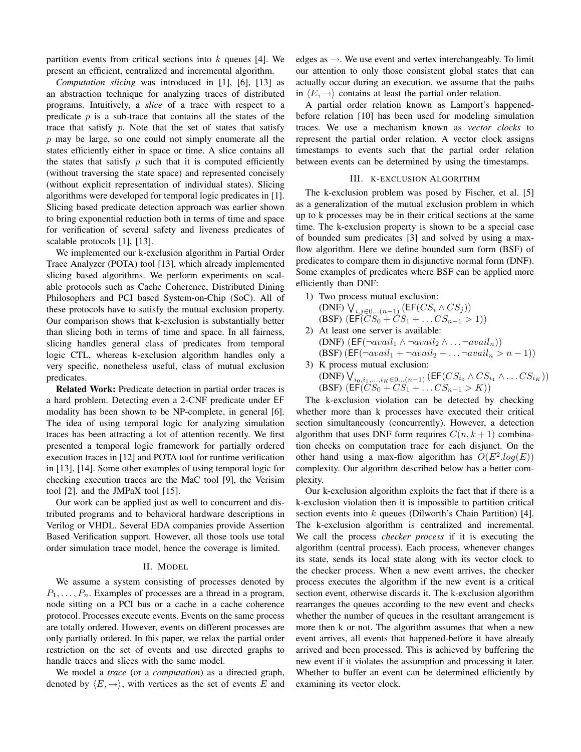partition events from critical sections into $k$ queues [4]. We present an efficient, centralized and incremental algorithm.

*Computation slicing* was introduced in [1], [6], [13] as an abstraction technique for analyzing traces of distributed programs. Intuitively, a *slice* of a trace with respect to a predicate $p$ is a sub-trace that contains all the states of the trace that satisfy $p$. Note that the set of states that satisfy $p$ may be large, so one could not simply enumerate all the states efficiently either in space or time. A slice contains all the states that satisfy $p$ such that it is computed efficiently (without traversing the state space) and represented concisely (without explicit representation of individual states). Slicing algorithms were developed for temporal logic predicates in [1]. Slicing based predicate detection approach was earlier shown to bring exponential reduction both in terms of time and space for verification of several safety and liveness predicates of scalable protocols [1], [13].

We implemented our k-exclusion algorithm in Partial Order Trace Analyzer (POTA) tool [13], which already implemented slicing based algorithms. We perform experiments on scalable protocols such as Cache Coherence, Distributed Dining Philosophers and PCI based System-on-Chip (SoC). All of these protocols have to satisfy the mutual exclusion property. Our comparison shows that k-exclusion is substantially better than slicing both in terms of time and space. In all fairness, slicing handles general class of predicates from temporal logic CTL, whereas k-exclusion algorithm handles only a very specific, nonetheless useful, class of mutual exclusion predicates.

**Related Work:** Predicate detection in partial order traces is a hard problem. Detecting even a 2-CNF predicate under EF modality has been shown to be NP-complete, in general [6]. The idea of using temporal logic for analyzing simulation traces has been attracting a lot of attention recently. We first presented a temporal logic framework for partially ordered execution traces in [12] and POTA tool for runtime verification in [13], [14]. Some other examples of using temporal logic for checking execution traces are the MaC tool [9], the Verisim tool [2], and the JMPaX tool [15].

Our work can be applied just as well to concurrent and distributed programs and to behavioral hardware descriptions in Verilog or VHDL. Several EDA companies provide Assertion Based Verification support. However, all those tools use total order simulation trace model, hence the coverage is limited.

## II. Model

We assume a system consisting of processes denoted by $P_1, \ldots, P_n$. Examples of processes are a thread in a program, node sitting on a PCI bus or a cache in a cache coherence protocol. Processes execute events. Events on the same process are totally ordered. However, events on different processes are only partially ordered. In this paper, we relax the partial order restriction on the set of events and use directed graphs to handle traces and slices with the same model.

We model a *trace* (or a *computation*) as a directed graph, denoted by $\langle E, \rightarrow \rangle$, with vertices as the set of events $E$ and edges as $\rightarrow$. We use event and vertex interchangeably. To limit our attention to only those consistent global states that can actually occur during an execution, we assume that the paths in $\langle E, \rightarrow \rangle$ contains at least the partial order relation.

A partial order relation known as Lamport's happened-before relation [10] has been used for modeling simulation traces. We use a mechanism known as *vector clocks* to represent the partial order relation. A vector clock assigns timestamps to events such that the partial order relation between events can be determined by using the timestamps.

## III. k-exclusion Algorithm

The k-exclusion problem was posed by Fischer, et al. [5] as a generalization of the mutual exclusion problem in which up to k processes may be in their critical sections at the same time. The k-exclusion property is shown to be a special case of bounded sum predicates [3] and solved by using a max-flow algorithm. Here we define bounded sum form (BSF) of predicates to compare them in disjunctive normal form (DNF). Some examples of predicates where BSF can be applied more efficiently than DNF:

1) Two process mutual exclusion:
   (DNF) $\bigvee_{i,j \in 0\ldots(n-1)} (\mathsf{EF}(CS_i \wedge CS_j))$
   (BSF) $(\mathsf{EF}(CS_0 + CS_1 + \ldots CS_{n-1} > 1))$
2) At least one server is available:
   (DNF) $(\mathsf{EF}(\neg avail_1 \wedge \neg avail_2 \wedge \ldots \neg avail_n))$
   (BSF) $(\mathsf{EF}(\neg avail_1 + \neg avail_2 + \ldots \neg avail_n > n-1))$
3) K process mutual exclusion:
   (DNF) $\bigvee_{i_0,i_1,\ldots,i_K \in 0\ldots(n-1)} (\mathsf{EF}(CS_{i_0} \wedge CS_{i_1} \wedge \ldots CS_{i_K}))$
   (BSF) $(\mathsf{EF}(CS_0 + CS_1 + \ldots CS_{n-1} > K))$

The k-exclusion violation can be detected by checking whether more than k processes have executed their critical section simultaneously (concurrently). However, a detection algorithm that uses DNF form requires $C(n, k+1)$ combination checks on computation trace for each disjunct. On the other hand using a max-flow algorithm has $O(E^2.log(E))$ complexity. Our algorithm described below has a better complexity.

Our k-exclusion algorithm exploits the fact that if there is a k-exclusion violation then it is impossible to partition critical section events into $k$ queues (Dilworth's Chain Partition) [4]. The k-exclusion algorithm is centralized and incremental. We call the process *checker process* if it is executing the algorithm (central process). Each process, whenever changes its state, sends its local state along with its vector clock to the checker process. When a new event arrives, the checker process executes the algorithm if the new event is a critical section event, otherwise discards it. The k-exclusion algorithm rearranges the queues according to the new event and checks whether the number of queues in the resultant arrangement is more then k or not. The algorithm assumes that when a new event arrives, all events that happened-before it have already arrived and been processed. This is achieved by buffering the new event if it violates the assumption and processing it later. Whether to buffer an event can be determined efficiently by examining its vector clock.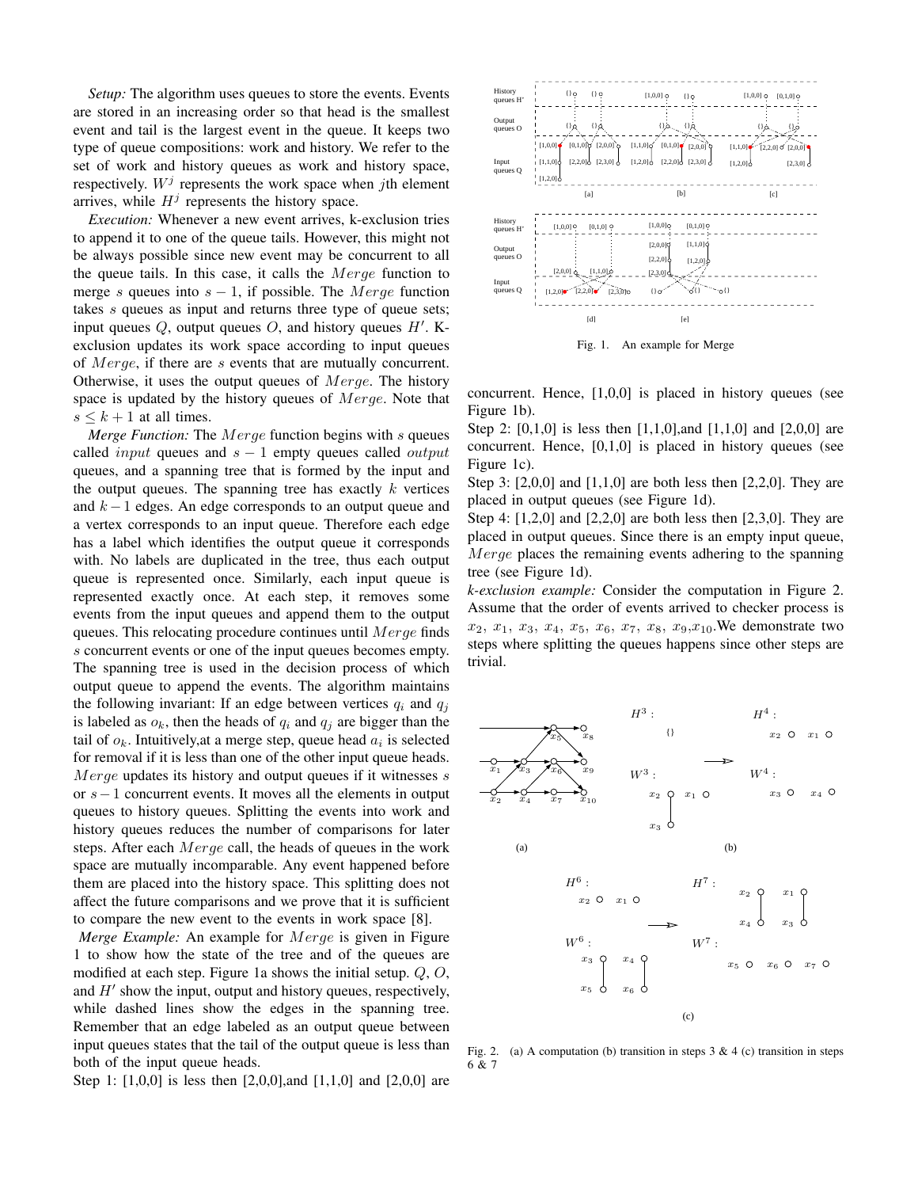*Setup:* The algorithm uses queues to store the events. Events are stored in an increasing order so that head is the smallest event and tail is the largest event in the queue. It keeps two type of queue compositions: work and history. We refer to the set of work and history queues as work and history space, respectively. $W^j$ represents the work space when $j$th element arrives, while $H^j$ represents the history space.

*Execution:* Whenever a new event arrives, k-exclusion tries to append it to one of the queue tails. However, this might not be always possible since new event may be concurrent to all the queue tails. In this case, it calls the $Merge$ function to merge $s$ queues into $s-1$, if possible. The $Merge$ function takes $s$ queues as input and returns three type of queue sets; input queues $Q$, output queues $O$, and history queues $H'$. K-exclusion updates its work space according to input queues of $Merge$, if there are $s$ events that are mutually concurrent. Otherwise, it uses the output queues of $Merge$. The history space is updated by the history queues of $Merge$. Note that $s \leq k+1$ at all times.

*Merge Function:* The $Merge$ function begins with $s$ queues called $input$ queues and $s-1$ empty queues called $output$ queues, and a spanning tree that is formed by the input and the output queues. The spanning tree has exactly $k$ vertices and $k-1$ edges. An edge corresponds to an output queue and a vertex corresponds to an input queue. Therefore each edge has a label which identifies the output queue it corresponds with. No labels are duplicated in the tree, thus each output queue is represented once. Similarly, each input queue is represented exactly once. At each step, it removes some events from the input queues and append them to the output queues. This relocating procedure continues until $Merge$ finds $s$ concurrent events or one of the input queues becomes empty. The spanning tree is used in the decision process of which output queue to append the events. The algorithm maintains the following invariant: If an edge between vertices $q_i$ and $q_j$ is labeled as $o_k$, then the heads of $q_i$ and $q_j$ are bigger than the tail of $o_k$. Intuitively,at a merge step, queue head $a_i$ is selected for removal if it is less than one of the other input queue heads. $Merge$ updates its history and output queues if it witnesses $s$ or $s-1$ concurrent events. It moves all the elements in output queues to history queues. Splitting the events into work and history queues reduces the number of comparisons for later steps. After each $Merge$ call, the heads of queues in the work space are mutually incomparable. Any event happened before them are placed into the history space. This splitting does not affect the future comparisons and we prove that it is sufficient to compare the new event to the events in work space [8].

*Merge Example:* An example for $Merge$ is given in Figure 1 to show how the state of the tree and of the queues are modified at each step. Figure 1a shows the initial setup. $Q$, $O$, and $H'$ show the input, output and history queues, respectively, while dashed lines show the edges in the spanning tree. Remember that an edge labeled as an output queue between input queues states that the tail of the output queue is less than both of the input queue heads.

Step 1: [1,0,0] is less then [2,0,0],and [1,1,0] and [2,0,0] are concurrent. Hence, [1,0,0] is placed in history queues (see Figure 1b).

Step 2: [0,1,0] is less then [1,1,0],and [1,1,0] and [2,0,0] are concurrent. Hence, [0,1,0] is placed in history queues (see Figure 1c).

Step 3: [2,0,0] and [1,1,0] are both less then [2,2,0]. They are placed in output queues (see Figure 1d).

Step 4: [1,2,0] and [2,2,0] are both less then [2,3,0]. They are placed in output queues. Since there is an empty input queue, $Merge$ places the remaining events adhering to the spanning tree (see Figure 1d).

Fig. 1. An example for Merge

*k-exclusion example:* Consider the computation in Figure 2. Assume that the order of events arrived to checker process is $x_2$, $x_1$, $x_3$, $x_4$, $x_5$, $x_6$, $x_7$, $x_8$, $x_9$,$x_{10}$.We demonstrate two steps where splitting the queues happens since other steps are trivial.

Fig. 2. (a) A computation (b) transition in steps 3 & 4 (c) transition in steps 6 & 7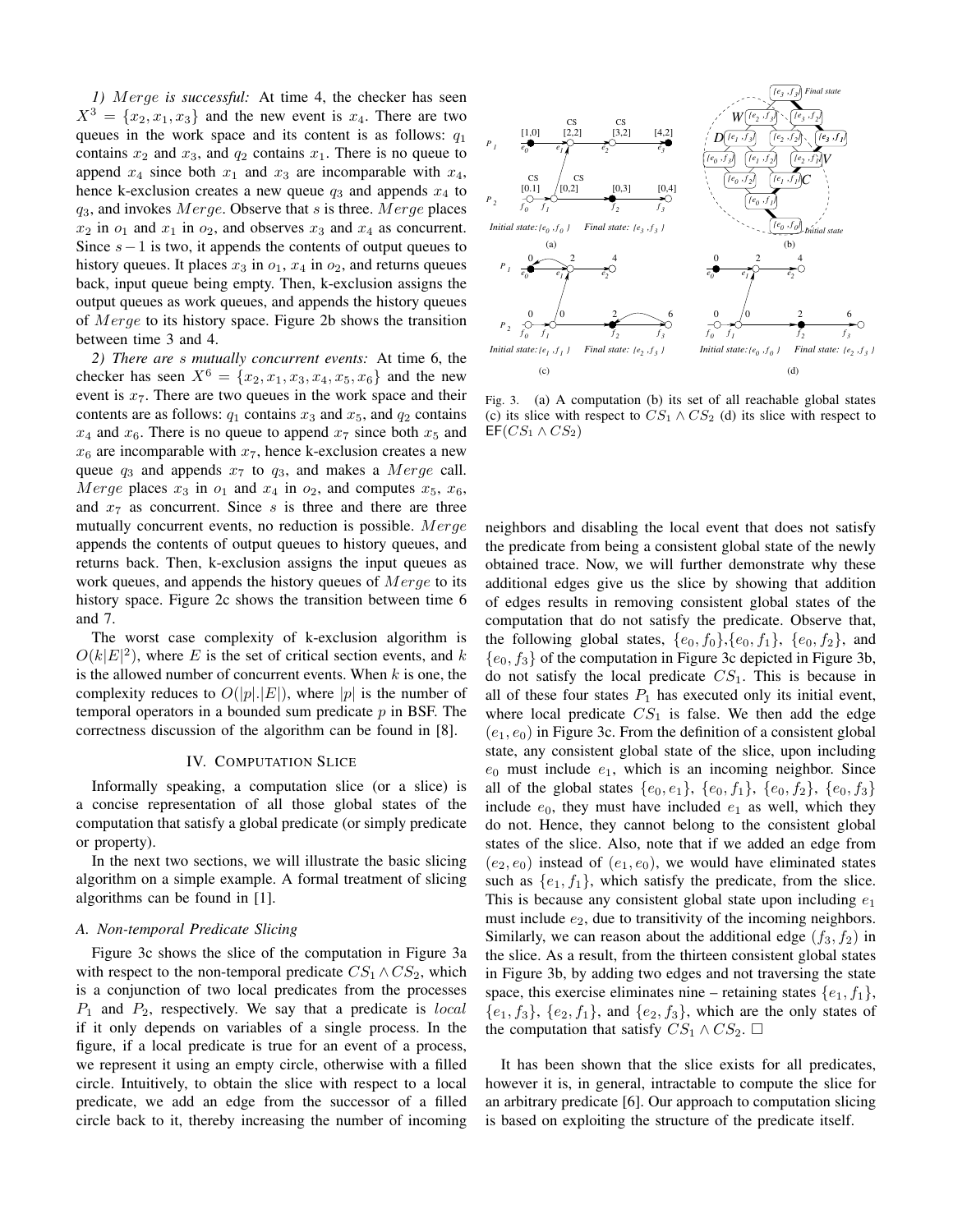*1) $Merge$ is successful:* At time 4, the checker has seen $X^3 = \{x_2, x_1, x_3\}$ and the new event is $x_4$. There are two queues in the work space and its content is as follows: $q_1$ contains $x_2$ and $x_3$, and $q_2$ contains $x_1$. There is no queue to append $x_4$ since both $x_1$ and $x_3$ are incomparable with $x_4$, hence k-exclusion creates a new queue $q_3$ and appends $x_4$ to $q_3$, and invokes $Merge$. Observe that $s$ is three. $Merge$ places $x_2$ in $o_1$ and $x_1$ in $o_2$, and observes $x_3$ and $x_4$ as concurrent. Since $s-1$ is two, it appends the contents of output queues to history queues. It places $x_3$ in $o_1$, $x_4$ in $o_2$, and returns queues back, input queue being empty. Then, k-exclusion assigns the output queues as work queues, and appends the history queues of $Merge$ to its history space. Figure 2b shows the transition between time 3 and 4.

*2) There are $s$ mutually concurrent events:* At time 6, the checker has seen $X^6 = \{x_2, x_1, x_3, x_4, x_5, x_6\}$ and the new event is $x_7$. There are two queues in the work space and their contents are as follows: $q_1$ contains $x_3$ and $x_5$, and $q_2$ contains $x_4$ and $x_6$. There is no queue to append $x_7$ since both $x_5$ and $x_6$ are incomparable with $x_7$, hence k-exclusion creates a new queue $q_3$ and appends $x_7$ to $q_3$, and makes a $Merge$ call. $Merge$ places $x_3$ in $o_1$ and $x_4$ in $o_2$, and computes $x_5$, $x_6$, and $x_7$ as concurrent. Since $s$ is three and there are three mutually concurrent events, no reduction is possible. $Merge$ appends the contents of output queues to history queues, and returns back. Then, k-exclusion assigns the input queues as work queues, and appends the history queues of $Merge$ to its history space. Figure 2c shows the transition between time 6 and 7.

The worst case complexity of k-exclusion algorithm is $O(k|E|^2)$, where $E$ is the set of critical section events, and $k$ is the allowed number of concurrent events. When $k$ is one, the complexity reduces to $O(|p|.|E|)$, where $|p|$ is the number of temporal operators in a bounded sum predicate $p$ in BSF. The correctness discussion of the algorithm can be found in [8].

## IV. Computation Slice

Informally speaking, a computation slice (or a slice) is a concise representation of all those global states of the computation that satisfy a global predicate (or simply predicate or property).

In the next two sections, we will illustrate the basic slicing algorithm on a simple example. A formal treatment of slicing algorithms can be found in [1].

### A. Non-temporal Predicate Slicing

Figure 3c shows the slice of the computation in Figure 3a with respect to the non-temporal predicate $CS_1 \wedge CS_2$, which is a conjunction of two local predicates from the processes $P_1$ and $P_2$, respectively. We say that a predicate is *local* if it only depends on variables of a single process. In the figure, if a local predicate is true for an event of a process, we represent it using an empty circle, otherwise with a filled circle. Intuitively, to obtain the slice with respect to a local predicate, we add an edge from the successor of a filled circle back to it, thereby increasing the number of incoming neighbors and disabling the local event that does not satisfy the predicate from being a consistent global state of the newly obtained trace. Now, we will further demonstrate why these additional edges give us the slice by showing that addition of edges results in removing consistent global states of the computation that do not satisfy the predicate. Observe that, the following global states, $\{e_0, f_0\}$,$\{e_0, f_1\}$, $\{e_0, f_2\}$, and $\{e_0, f_3\}$ of the computation in Figure 3c depicted in Figure 3b, do not satisfy the local predicate $CS_1$. This is because in all of these four states $P_1$ has executed only its initial event, where local predicate $CS_1$ is false. We then add the edge $(e_1, e_0)$ in Figure 3c. From the definition of a consistent global state, any consistent global state of the slice, upon including $e_0$ must include $e_1$, which is an incoming neighbor. Since all of the global states $\{e_0, e_1\}$, $\{e_0, f_1\}$, $\{e_0, f_2\}$, $\{e_0, f_3\}$ include $e_0$, they must have included $e_1$ as well, which they do not. Hence, they cannot belong to the consistent global states of the slice. Also, note that if we added an edge from $(e_2, e_0)$ instead of $(e_1, e_0)$, we would have eliminated states such as $\{e_1, f_1\}$, which satisfy the predicate, from the slice. This is because any consistent global state upon including $e_1$ must include $e_2$, due to transitivity of the incoming neighbors. Similarly, we can reason about the additional edge $(f_3, f_2)$ in the slice. As a result, from the thirteen consistent global states in Figure 3b, by adding two edges and not traversing the state space, this exercise eliminates nine – retaining states $\{e_1, f_1\}$, $\{e_1, f_3\}$, $\{e_2, f_1\}$, and $\{e_2, f_3\}$, which are the only states of the computation that satisfy $CS_1 \wedge CS_2$. $\square$

Fig. 3. (a) A computation (b) its set of all reachable global states (c) its slice with respect to $CS_1 \wedge CS_2$ (d) its slice with respect to $\mathsf{EF}(CS_1 \wedge CS_2)$

It has been shown that the slice exists for all predicates, however it is, in general, intractable to compute the slice for an arbitrary predicate [6]. Our approach to computation slicing is based on exploiting the structure of the predicate itself.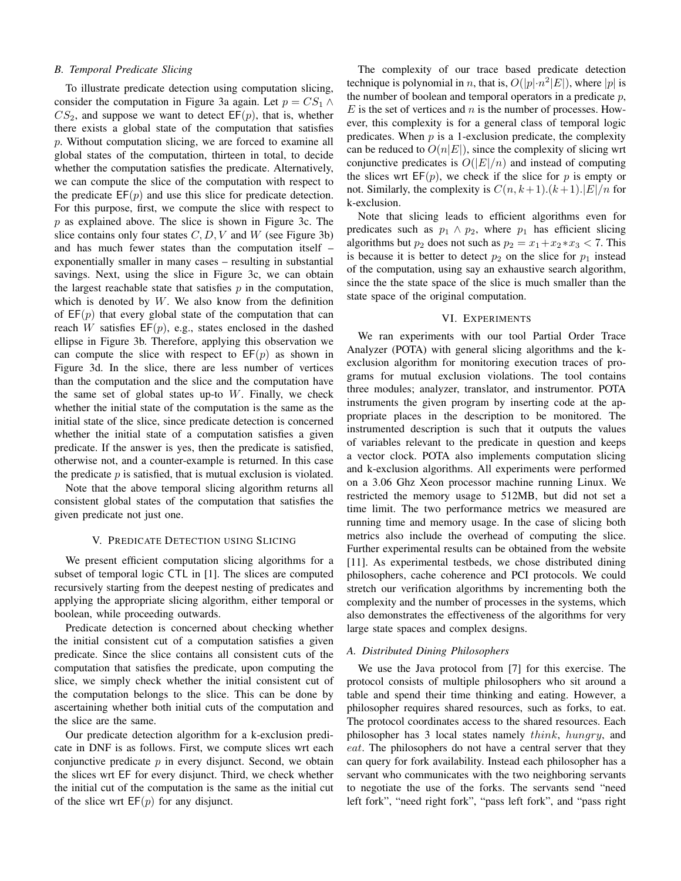### B. Temporal Predicate Slicing

To illustrate predicate detection using computation slicing, consider the computation in Figure 3a again. Let $p = CS_1 \wedge CS_2$, and suppose we want to detect $\mathsf{EF}(p)$, that is, whether there exists a global state of the computation that satisfies $p$. Without computation slicing, we are forced to examine all global states of the computation, thirteen in total, to decide whether the computation satisfies the predicate. Alternatively, we can compute the slice of the computation with respect to the predicate $\mathsf{EF}(p)$ and use this slice for predicate detection. For this purpose, first, we compute the slice with respect to $p$ as explained above. The slice is shown in Figure 3c. The slice contains only four states $C, D, V$ and $W$ (see Figure 3b) and has much fewer states than the computation itself – exponentially smaller in many cases – resulting in substantial savings. Next, using the slice in Figure 3c, we can obtain the largest reachable state that satisfies $p$ in the computation, which is denoted by $W$. We also know from the definition of $\mathsf{EF}(p)$ that every global state of the computation that can reach $W$ satisfies $\mathsf{EF}(p)$, e.g., states enclosed in the dashed ellipse in Figure 3b. Therefore, applying this observation we can compute the slice with respect to $\mathsf{EF}(p)$ as shown in Figure 3d. In the slice, there are less number of vertices than the computation and the slice and the computation have the same set of global states up-to $W$. Finally, we check whether the initial state of the computation is the same as the initial state of the slice, since predicate detection is concerned whether the initial state of a computation satisfies a given predicate. If the answer is yes, then the predicate is satisfied, otherwise not, and a counter-example is returned. In this case the predicate $p$ is satisfied, that is mutual exclusion is violated.

Note that the above temporal slicing algorithm returns all consistent global states of the computation that satisfies the given predicate not just one.

## V. Predicate Detection using Slicing

We present efficient computation slicing algorithms for a subset of temporal logic $\mathsf{CTL}$ in [1]. The slices are computed recursively starting from the deepest nesting of predicates and applying the appropriate slicing algorithm, either temporal or boolean, while proceeding outwards.

Predicate detection is concerned about checking whether the initial consistent cut of a computation satisfies a given predicate. Since the slice contains all consistent cuts of the computation that satisfies the predicate, upon computing the slice, we simply check whether the initial consistent cut of the computation belongs to the slice. This can be done by ascertaining whether both initial cuts of the computation and the slice are the same.

Our predicate detection algorithm for a k-exclusion predicate in DNF is as follows. First, we compute slices wrt each conjunctive predicate $p$ in every disjunct. Second, we obtain the slices wrt $\mathsf{EF}$ for every disjunct. Third, we check whether the initial cut of the computation is the same as the initial cut of the slice wrt $\mathsf{EF}(p)$ for any disjunct.

The complexity of our trace based predicate detection technique is polynomial in $n$, that is, $O(|p| \cdot n^2 |E|)$, where $|p|$ is the number of boolean and temporal operators in a predicate $p$, $E$ is the set of vertices and $n$ is the number of processes. However, this complexity is for a general class of temporal logic predicates. When $p$ is a 1-exclusion predicate, the complexity can be reduced to $O(n|E|)$, since the complexity of slicing wrt conjunctive predicates is $O(|E|/n)$ and instead of computing the slices wrt $\mathsf{EF}(p)$, we check if the slice for $p$ is empty or not. Similarly, the complexity is $C(n, k+1).(k+1).|E|/n$ for k-exclusion.

Note that slicing leads to efficient algorithms even for predicates such as $p_1 \wedge p_2$, where $p_1$ has efficient slicing algorithms but $p_2$ does not such as $p_2 = x_1 + x_2 * x_3 < 7$. This is because it is better to detect $p_2$ on the slice for $p_1$ instead of the computation, using say an exhaustive search algorithm, since the the state space of the slice is much smaller than the state space of the original computation.

## VI. Experiments

We ran experiments with our tool Partial Order Trace Analyzer (POTA) with general slicing algorithms and the k-exclusion algorithm for monitoring execution traces of programs for mutual exclusion violations. The tool contains three modules; analyzer, translator, and instrumentor. POTA instruments the given program by inserting code at the appropriate places in the description to be monitored. The instrumented description is such that it outputs the values of variables relevant to the predicate in question and keeps a vector clock. POTA also implements computation slicing and k-exclusion algorithms. All experiments were performed on a 3.06 Ghz Xeon processor machine running Linux. We restricted the memory usage to 512MB, but did not set a time limit. The two performance metrics we measured are running time and memory usage. In the case of slicing both metrics also include the overhead of computing the slice. Further experimental results can be obtained from the website [11]. As experimental testbeds, we chose distributed dining philosophers, cache coherence and PCI protocols. We could stretch our verification algorithms by incrementing both the complexity and the number of processes in the systems, which also demonstrates the effectiveness of the algorithms for very large state spaces and complex designs.

### A. Distributed Dining Philosophers

We use the Java protocol from [7] for this exercise. The protocol consists of multiple philosophers who sit around a table and spend their time thinking and eating. However, a philosopher requires shared resources, such as forks, to eat. The protocol coordinates access to the shared resources. Each philosopher has 3 local states namely *think*, *hungry*, and *eat*. The philosophers do not have a central server that they can query for fork availability. Instead each philosopher has a servant who communicates with the two neighboring servants to negotiate the use of the forks. The servants send "need left fork", "need right fork", "pass left fork", and "pass right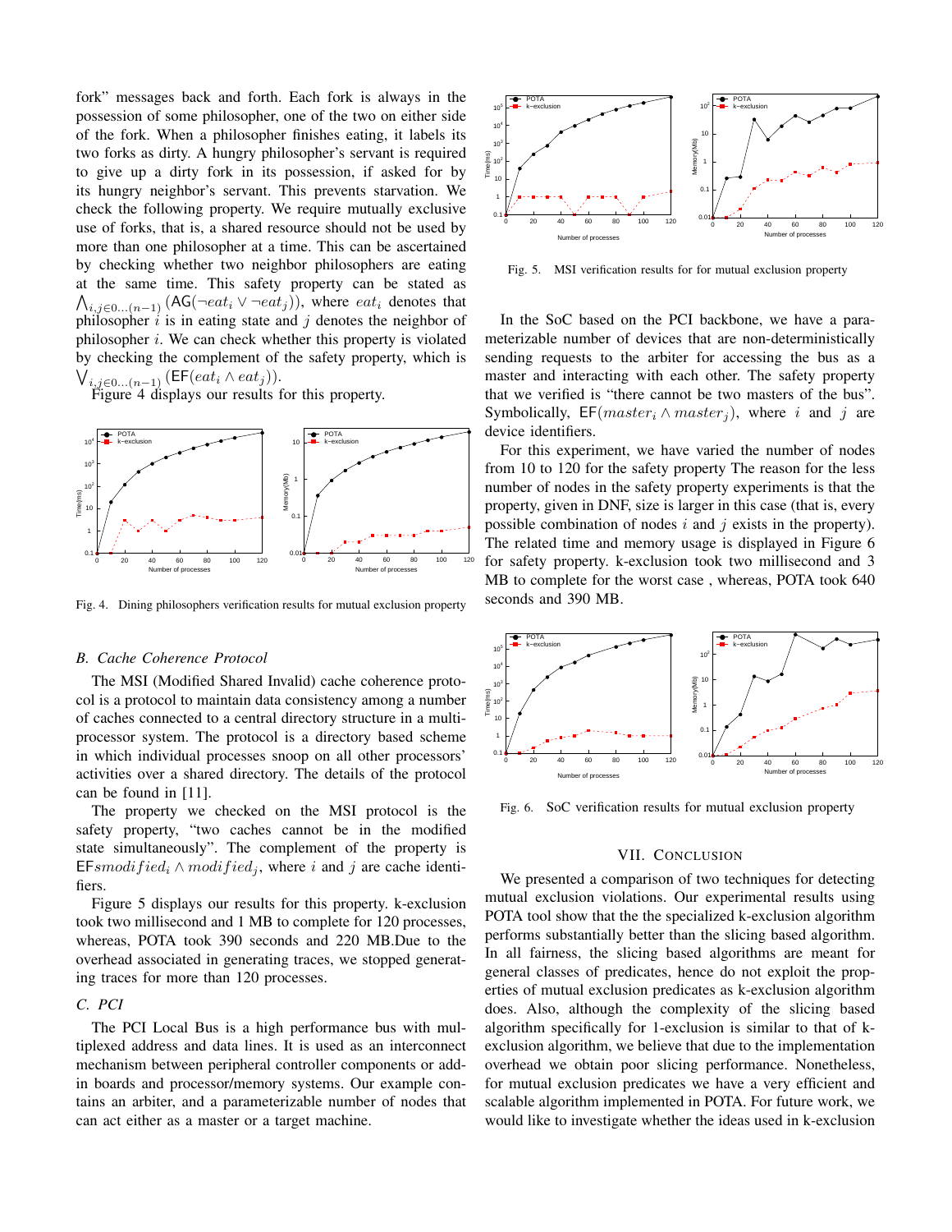fork" messages back and forth. Each fork is always in the possession of some philosopher, one of the two on either side of the fork. When a philosopher finishes eating, it labels its two forks as dirty. A hungry philosopher's servant is required to give up a dirty fork in its possession, if asked for by its hungry neighbor's servant. This prevents starvation. We check the following property. We require mutually exclusive use of forks, that is, a shared resource should not be used by more than one philosopher at a time. This can be ascertained by checking whether two neighbor philosophers are eating at the same time. This safety property can be stated as $\bigwedge_{i,j\in 0\ldots(n-1)}(\mathsf{AG}(\neg eat_i \vee \neg eat_j))$, where $eat_i$ denotes that philosopher $i$ is in eating state and $j$ denotes the neighbor of philosopher $i$. We can check whether this property is violated by checking the complement of the safety property, which is $\bigvee_{i,j\in 0\ldots(n-1)}(\mathsf{EF}(eat_i \wedge eat_j))$.

Figure 4 displays our results for this property.

Fig. 4. Dining philosophers verification results for mutual exclusion property

### *B. Cache Coherence Protocol*

The MSI (Modified Shared Invalid) cache coherence protocol is a protocol to maintain data consistency among a number of caches connected to a central directory structure in a multiprocessor system. The protocol is a directory based scheme in which individual processes snoop on all other processors' activities over a shared directory. The details of the protocol can be found in [11].

The property we checked on the MSI protocol is the safety property, "two caches cannot be in the modified state simultaneously". The complement of the property is $\mathsf{EF}smodified_i \wedge modified_j$, where $i$ and $j$ are cache identifiers.

Figure 5 displays our results for this property. k-exclusion took two millisecond and 1 MB to complete for 120 processes, whereas, POTA took 390 seconds and 220 MB.Due to the overhead associated in generating traces, we stopped generating traces for more than 120 processes.

### *C. PCI*

The PCI Local Bus is a high performance bus with multiplexed address and data lines. It is used as an interconnect mechanism between peripheral controller components or add-in boards and processor/memory systems. Our example contains an arbiter, and a parameterizable number of nodes that can act either as a master or a target machine.

Fig. 5. MSI verification results for for mutual exclusion property

In the SoC based on the PCI backbone, we have a parameterizable number of devices that are non-deterministically sending requests to the arbiter for accessing the bus as a master and interacting with each other. The safety property that we verified is "there cannot be two masters of the bus". Symbolically, $\mathsf{EF}(master_i \wedge master_j)$, where $i$ and $j$ are device identifiers.

For this experiment, we have varied the number of nodes from 10 to 120 for the safety property The reason for the less number of nodes in the safety property experiments is that the property, given in DNF, size is larger in this case (that is, every possible combination of nodes $i$ and $j$ exists in the property). The related time and memory usage is displayed in Figure 6 for safety property. k-exclusion took two millisecond and 3 MB to complete for the worst case , whereas, POTA took 640 seconds and 390 MB.

Fig. 6. SoC verification results for mutual exclusion property

## VII. Conclusion

We presented a comparison of two techniques for detecting mutual exclusion violations. Our experimental results using POTA tool show that the the specialized k-exclusion algorithm performs substantially better than the slicing based algorithm. In all fairness, the slicing based algorithms are meant for general classes of predicates, hence do not exploit the properties of mutual exclusion predicates as k-exclusion algorithm does. Also, although the complexity of the slicing based algorithm specifically for 1-exclusion is similar to that of k-exclusion algorithm, we believe that due to the implementation overhead we obtain poor slicing performance. Nonetheless, for mutual exclusion predicates we have a very efficient and scalable algorithm implemented in POTA. For future work, we would like to investigate whether the ideas used in k-exclusion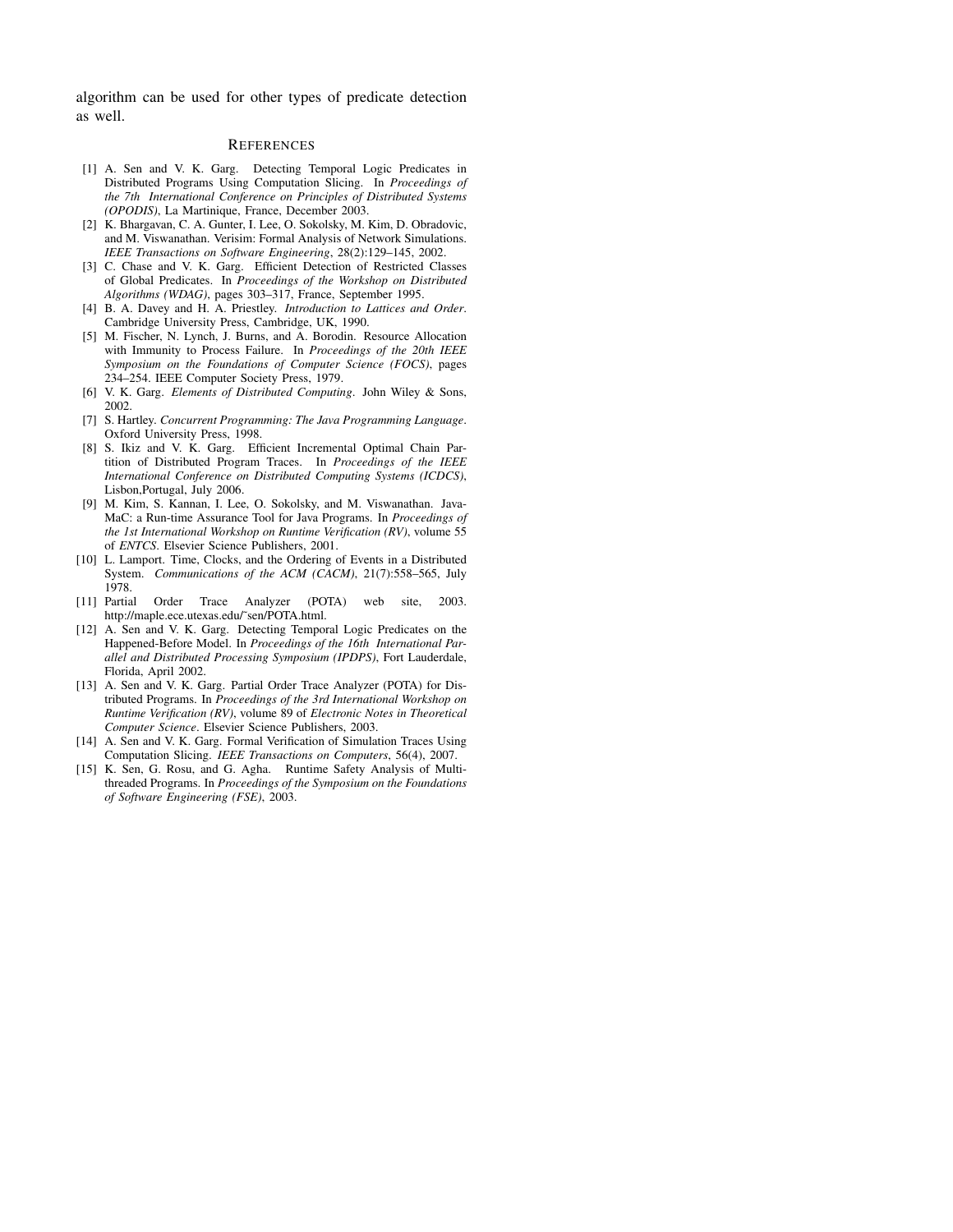algorithm can be used for other types of predicate detection as well.

## References

[1] A. Sen and V. K. Garg. Detecting Temporal Logic Predicates in Distributed Programs Using Computation Slicing. In *Proceedings of the 7th International Conference on Principles of Distributed Systems (OPODIS)*, La Martinique, France, December 2003.

[2] K. Bhargavan, C. A. Gunter, I. Lee, O. Sokolsky, M. Kim, D. Obradovic, and M. Viswanathan. Verisim: Formal Analysis of Network Simulations. *IEEE Transactions on Software Engineering*, 28(2):129–145, 2002.

[3] C. Chase and V. K. Garg. Efficient Detection of Restricted Classes of Global Predicates. In *Proceedings of the Workshop on Distributed Algorithms (WDAG)*, pages 303–317, France, September 1995.

[4] B. A. Davey and H. A. Priestley. *Introduction to Lattices and Order*. Cambridge University Press, Cambridge, UK, 1990.

[5] M. Fischer, N. Lynch, J. Burns, and A. Borodin. Resource Allocation with Immunity to Process Failure. In *Proceedings of the 20th IEEE Symposium on the Foundations of Computer Science (FOCS)*, pages 234–254. IEEE Computer Society Press, 1979.

[6] V. K. Garg. *Elements of Distributed Computing*. John Wiley & Sons, 2002.

[7] S. Hartley. *Concurrent Programming: The Java Programming Language*. Oxford University Press, 1998.

[8] S. Ikiz and V. K. Garg. Efficient Incremental Optimal Chain Partition of Distributed Program Traces. In *Proceedings of the IEEE International Conference on Distributed Computing Systems (ICDCS)*, Lisbon,Portugal, July 2006.

[9] M. Kim, S. Kannan, I. Lee, O. Sokolsky, and M. Viswanathan. Java-MaC: a Run-time Assurance Tool for Java Programs. In *Proceedings of the 1st International Workshop on Runtime Verification (RV)*, volume 55 of *ENTCS*. Elsevier Science Publishers, 2001.

[10] L. Lamport. Time, Clocks, and the Ordering of Events in a Distributed System. *Communications of the ACM (CACM)*, 21(7):558–565, July 1978.

[11] Partial Order Trace Analyzer (POTA) web site, 2003. http://maple.ece.utexas.edu/˜sen/POTA.html.

[12] A. Sen and V. K. Garg. Detecting Temporal Logic Predicates on the Happened-Before Model. In *Proceedings of the 16th International Parallel and Distributed Processing Symposium (IPDPS)*, Fort Lauderdale, Florida, April 2002.

[13] A. Sen and V. K. Garg. Partial Order Trace Analyzer (POTA) for Distributed Programs. In *Proceedings of the 3rd International Workshop on Runtime Verification (RV)*, volume 89 of *Electronic Notes in Theoretical Computer Science*. Elsevier Science Publishers, 2003.

[14] A. Sen and V. K. Garg. Formal Verification of Simulation Traces Using Computation Slicing. *IEEE Transactions on Computers*, 56(4), 2007.

[15] K. Sen, G. Rosu, and G. Agha. Runtime Safety Analysis of Multithreaded Programs. In *Proceedings of the Symposium on the Foundations of Software Engineering (FSE)*, 2003.